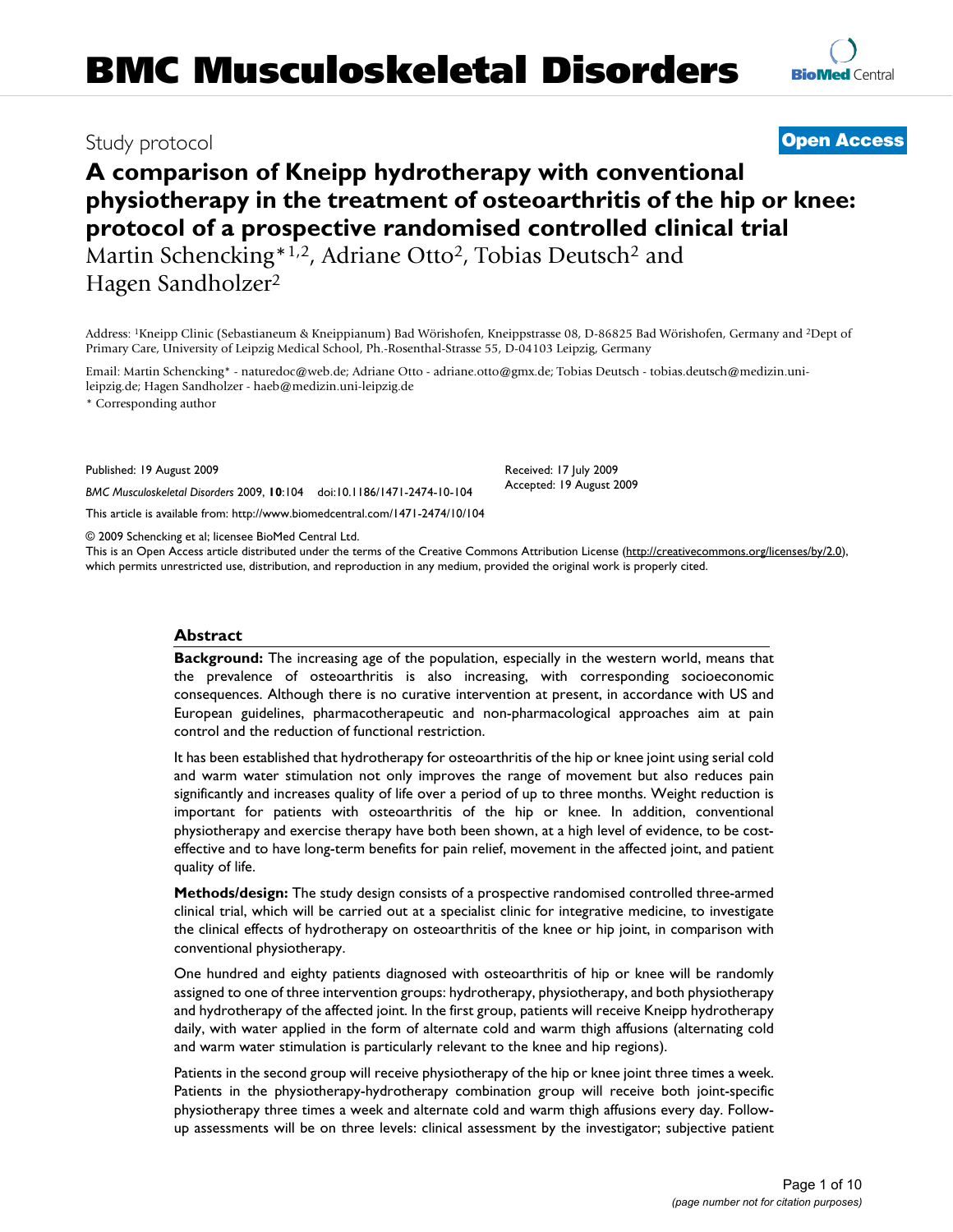# BMC Musculoskeletal Disorders

Study protocol

**Open Access**

# A comparison of Kneipp hydrotherapy with conventional physiotherapy in the treatment of osteoarthritis of the hip or knee: protocol of a prospective randomised controlled clinical trial

Martin Schencking*[1,2], Adriane Otto[2], Tobias Deutsch[2] and Hagen Sandholzer[2]

Address: [1]Kneipp Clinic (Sebastianeum & Kneippianum) Bad Wörishofen, Kneippstrasse 08, D-86825 Bad Wörishofen, Germany and [2]Dept of Primary Care, University of Leipzig Medical School, Ph.-Rosenthal-Strasse 55, D-04103 Leipzig, Germany

Email: Martin Schencking* - naturedoc@web.de; Adriane Otto - adriane.otto@gmx.de; Tobias Deutsch - tobias.deutsch@medizin.uni-leipzig.de; Hagen Sandholzer - haeb@medizin.uni-leipzig.de

\* Corresponding author

Published: 19 August 2009

Received: 17 July 2009

Accepted: 19 August 2009

*BMC Musculoskeletal Disorders* 2009, **10**:104 doi:10.1186/1471-2474-10-104

This article is available from: http://www.biomedcentral.com/1471-2474/10/104

© 2009 Schencking et al; licensee BioMed Central Ltd.

This is an Open Access article distributed under the terms of the Creative Commons Attribution License (http://creativecommons.org/licenses/by/2.0), which permits unrestricted use, distribution, and reproduction in any medium, provided the original work is properly cited.

## Abstract

**Background:** The increasing age of the population, especially in the western world, means that the prevalence of osteoarthritis is also increasing, with corresponding socioeconomic consequences. Although there is no curative intervention at present, in accordance with US and European guidelines, pharmacotherapeutic and non-pharmacological approaches aim at pain control and the reduction of functional restriction.

It has been established that hydrotherapy for osteoarthritis of the hip or knee joint using serial cold and warm water stimulation not only improves the range of movement but also reduces pain significantly and increases quality of life over a period of up to three months. Weight reduction is important for patients with osteoarthritis of the hip or knee. In addition, conventional physiotherapy and exercise therapy have both been shown, at a high level of evidence, to be cost-effective and to have long-term benefits for pain relief, movement in the affected joint, and patient quality of life.

**Methods/design:** The study design consists of a prospective randomised controlled three-armed clinical trial, which will be carried out at a specialist clinic for integrative medicine, to investigate the clinical effects of hydrotherapy on osteoarthritis of the knee or hip joint, in comparison with conventional physiotherapy.

One hundred and eighty patients diagnosed with osteoarthritis of hip or knee will be randomly assigned to one of three intervention groups: hydrotherapy, physiotherapy, and both physiotherapy and hydrotherapy of the affected joint. In the first group, patients will receive Kneipp hydrotherapy daily, with water applied in the form of alternate cold and warm thigh affusions (alternating cold and warm water stimulation is particularly relevant to the knee and hip regions).

Patients in the second group will receive physiotherapy of the hip or knee joint three times a week. Patients in the physiotherapy-hydrotherapy combination group will receive both joint-specific physiotherapy three times a week and alternate cold and warm thigh affusions every day. Follow-up assessments will be on three levels: clinical assessment by the investigator; subjective patient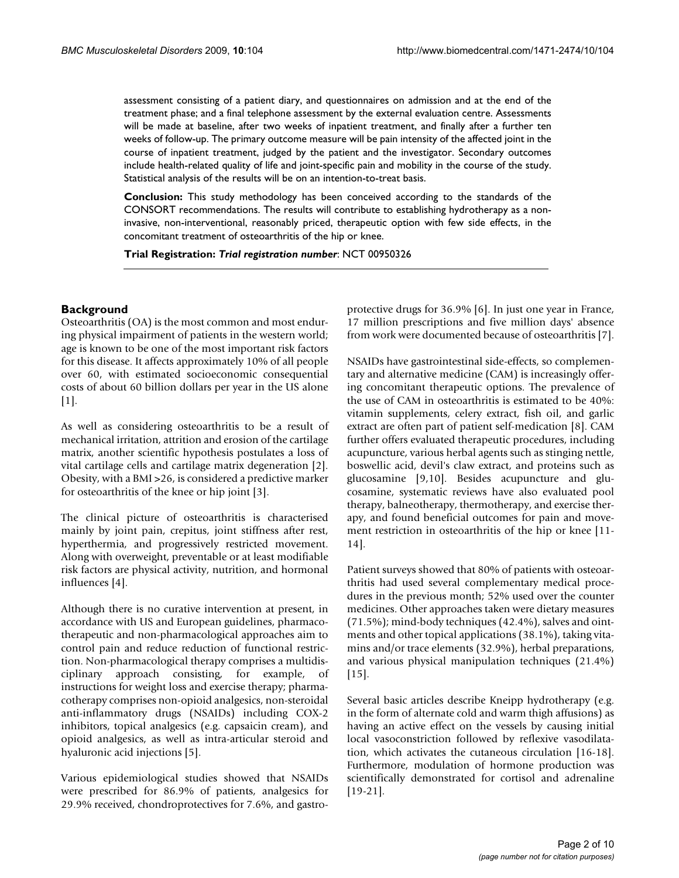assessment consisting of a patient diary, and questionnaires on admission and at the end of the treatment phase; and a final telephone assessment by the external evaluation centre. Assessments will be made at baseline, after two weeks of inpatient treatment, and finally after a further ten weeks of follow-up. The primary outcome measure will be pain intensity of the affected joint in the course of inpatient treatment, judged by the patient and the investigator. Secondary outcomes include health-related quality of life and joint-specific pain and mobility in the course of the study. Statistical analysis of the results will be on an intention-to-treat basis.

**Conclusion:** This study methodology has been conceived according to the standards of the CONSORT recommendations. The results will contribute to establishing hydrotherapy as a non-invasive, non-interventional, reasonably priced, therapeutic option with few side effects, in the concomitant treatment of osteoarthritis of the hip or knee.

**Trial Registration:** ***Trial registration number***: NCT 00950326

## Background

Osteoarthritis (OA) is the most common and most enduring physical impairment of patients in the western world; age is known to be one of the most important risk factors for this disease. It affects approximately 10% of all people over 60, with estimated socioeconomic consequential costs of about 60 billion dollars per year in the US alone [1].

As well as considering osteoarthritis to be a result of mechanical irritation, attrition and erosion of the cartilage matrix, another scientific hypothesis postulates a loss of vital cartilage cells and cartilage matrix degeneration [2]. Obesity, with a BMI >26, is considered a predictive marker for osteoarthritis of the knee or hip joint [3].

The clinical picture of osteoarthritis is characterised mainly by joint pain, crepitus, joint stiffness after rest, hyperthermia, and progressively restricted movement. Along with overweight, preventable or at least modifiable risk factors are physical activity, nutrition, and hormonal influences [4].

Although there is no curative intervention at present, in accordance with US and European guidelines, pharmacotherapeutic and non-pharmacological approaches aim to control pain and reduce reduction of functional restriction. Non-pharmacological therapy comprises a multidisciplinary approach consisting, for example, of instructions for weight loss and exercise therapy; pharmacotherapy comprises non-opioid analgesics, non-steroidal anti-inflammatory drugs (NSAIDs) including COX-2 inhibitors, topical analgesics (e.g. capsaicin cream), and opioid analgesics, as well as intra-articular steroid and hyaluronic acid injections [5].

Various epidemiological studies showed that NSAIDs were prescribed for 86.9% of patients, analgesics for 29.9% received, chondroprotectives for 7.6%, and gastroprotective drugs for 36.9% [6]. In just one year in France, 17 million prescriptions and five million days' absence from work were documented because of osteoarthritis [7].

NSAIDs have gastrointestinal side-effects, so complementary and alternative medicine (CAM) is increasingly offering concomitant therapeutic options. The prevalence of the use of CAM in osteoarthritis is estimated to be 40%: vitamin supplements, celery extract, fish oil, and garlic extract are often part of patient self-medication [8]. CAM further offers evaluated therapeutic procedures, including acupuncture, various herbal agents such as stinging nettle, boswellic acid, devil's claw extract, and proteins such as glucosamine [9,10]. Besides acupuncture and glucosamine, systematic reviews have also evaluated pool therapy, balneotherapy, thermotherapy, and exercise therapy, and found beneficial outcomes for pain and movement restriction in osteoarthritis of the hip or knee [11-14].

Patient surveys showed that 80% of patients with osteoarthritis had used several complementary medical procedures in the previous month; 52% used over the counter medicines. Other approaches taken were dietary measures (71.5%); mind-body techniques (42.4%), salves and ointments and other topical applications (38.1%), taking vitamins and/or trace elements (32.9%), herbal preparations, and various physical manipulation techniques (21.4%) [15].

Several basic articles describe Kneipp hydrotherapy (e.g. in the form of alternate cold and warm thigh affusions) as having an active effect on the vessels by causing initial local vasoconstriction followed by reflexive vasodilatation, which activates the cutaneous circulation [16-18]. Furthermore, modulation of hormone production was scientifically demonstrated for cortisol and adrenaline [19-21].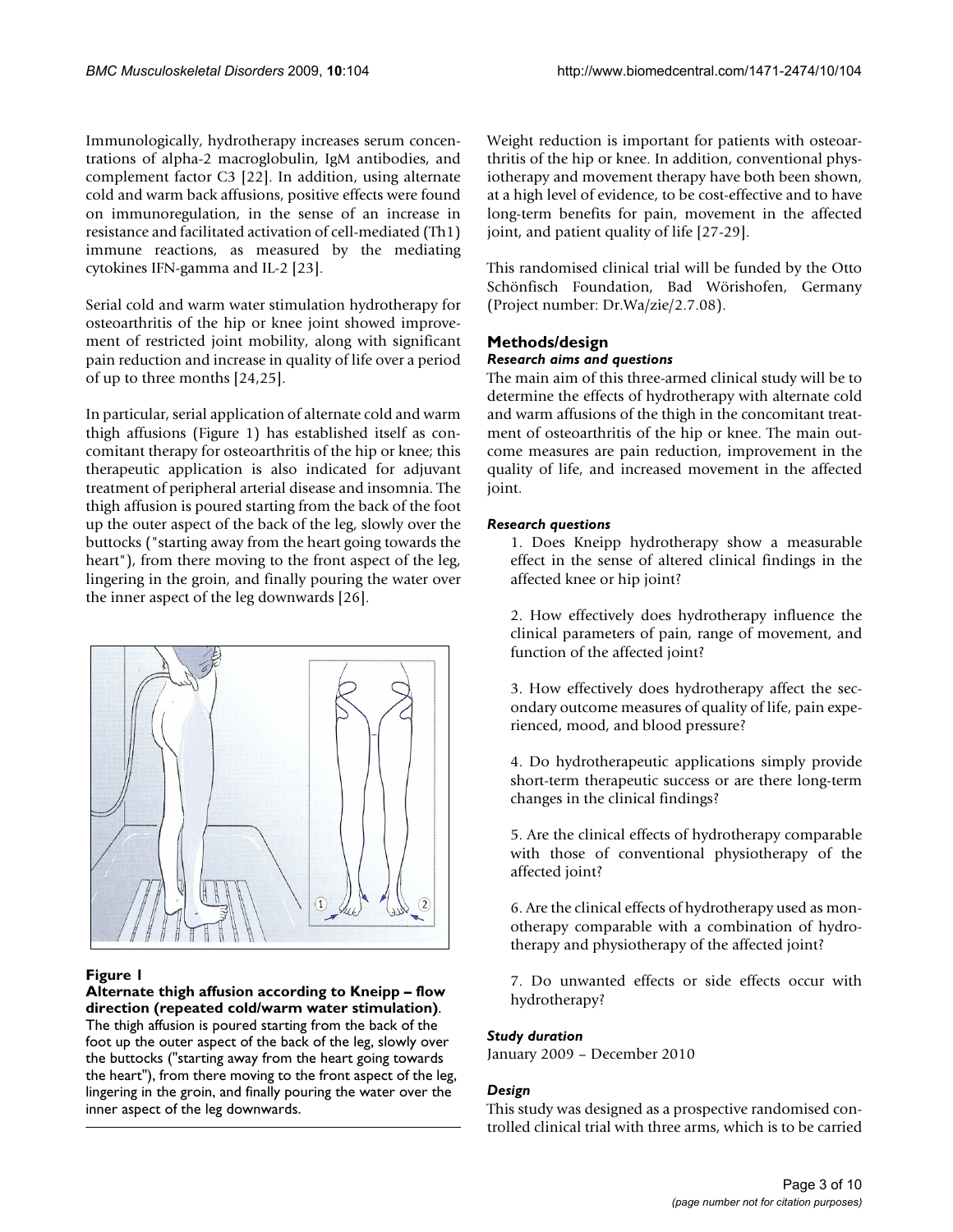Immunologically, hydrotherapy increases serum concentrations of alpha-2 macroglobulin, IgM antibodies, and complement factor C3 [22]. In addition, using alternate cold and warm back affusions, positive effects were found on immunoregulation, in the sense of an increase in resistance and facilitated activation of cell-mediated (Th1) immune reactions, as measured by the mediating cytokines IFN-gamma and IL-2 [23].

Serial cold and warm water stimulation hydrotherapy for osteoarthritis of the hip or knee joint showed improvement of restricted joint mobility, along with significant pain reduction and increase in quality of life over a period of up to three months [24,25].

In particular, serial application of alternate cold and warm thigh affusions (Figure 1) has established itself as concomitant therapy for osteoarthritis of the hip or knee; this therapeutic application is also indicated for adjuvant treatment of peripheral arterial disease and insomnia. The thigh affusion is poured starting from the back of the foot up the outer aspect of the back of the leg, slowly over the buttocks ("starting away from the heart going towards the heart"), from there moving to the front aspect of the leg, lingering in the groin, and finally pouring the water over the inner aspect of the leg downwards [26].

**Figure 1**

**Alternate thigh affusion according to Kneipp – flow direction (repeated cold/warm water stimulation)**. The thigh affusion is poured starting from the back of the foot up the outer aspect of the back of the leg, slowly over the buttocks ("starting away from the heart going towards the heart"), from there moving to the front aspect of the leg, lingering in the groin, and finally pouring the water over the inner aspect of the leg downwards.

Weight reduction is important for patients with osteoarthritis of the hip or knee. In addition, conventional physiotherapy and movement therapy have both been shown, at a high level of evidence, to be cost-effective and to have long-term benefits for pain, movement in the affected joint, and patient quality of life [27-29].

This randomised clinical trial will be funded by the Otto Schönfisch Foundation, Bad Wörishofen, Germany (Project number: Dr.Wa/zie/2.7.08).

## Methods/design

### *Research aims and questions*

The main aim of this three-armed clinical study will be to determine the effects of hydrotherapy with alternate cold and warm affusions of the thigh in the concomitant treatment of osteoarthritis of the hip or knee. The main outcome measures are pain reduction, improvement in the quality of life, and increased movement in the affected joint.

### *Research questions*

1. Does Kneipp hydrotherapy show a measurable effect in the sense of altered clinical findings in the affected knee or hip joint?

2. How effectively does hydrotherapy influence the clinical parameters of pain, range of movement, and function of the affected joint?

3. How effectively does hydrotherapy affect the secondary outcome measures of quality of life, pain experienced, mood, and blood pressure?

4. Do hydrotherapeutic applications simply provide short-term therapeutic success or are there long-term changes in the clinical findings?

5. Are the clinical effects of hydrotherapy comparable with those of conventional physiotherapy of the affected joint?

6. Are the clinical effects of hydrotherapy used as monotherapy comparable with a combination of hydrotherapy and physiotherapy of the affected joint?

7. Do unwanted effects or side effects occur with hydrotherapy?

### *Study duration*

January 2009 – December 2010

### *Design*

This study was designed as a prospective randomised controlled clinical trial with three arms, which is to be carried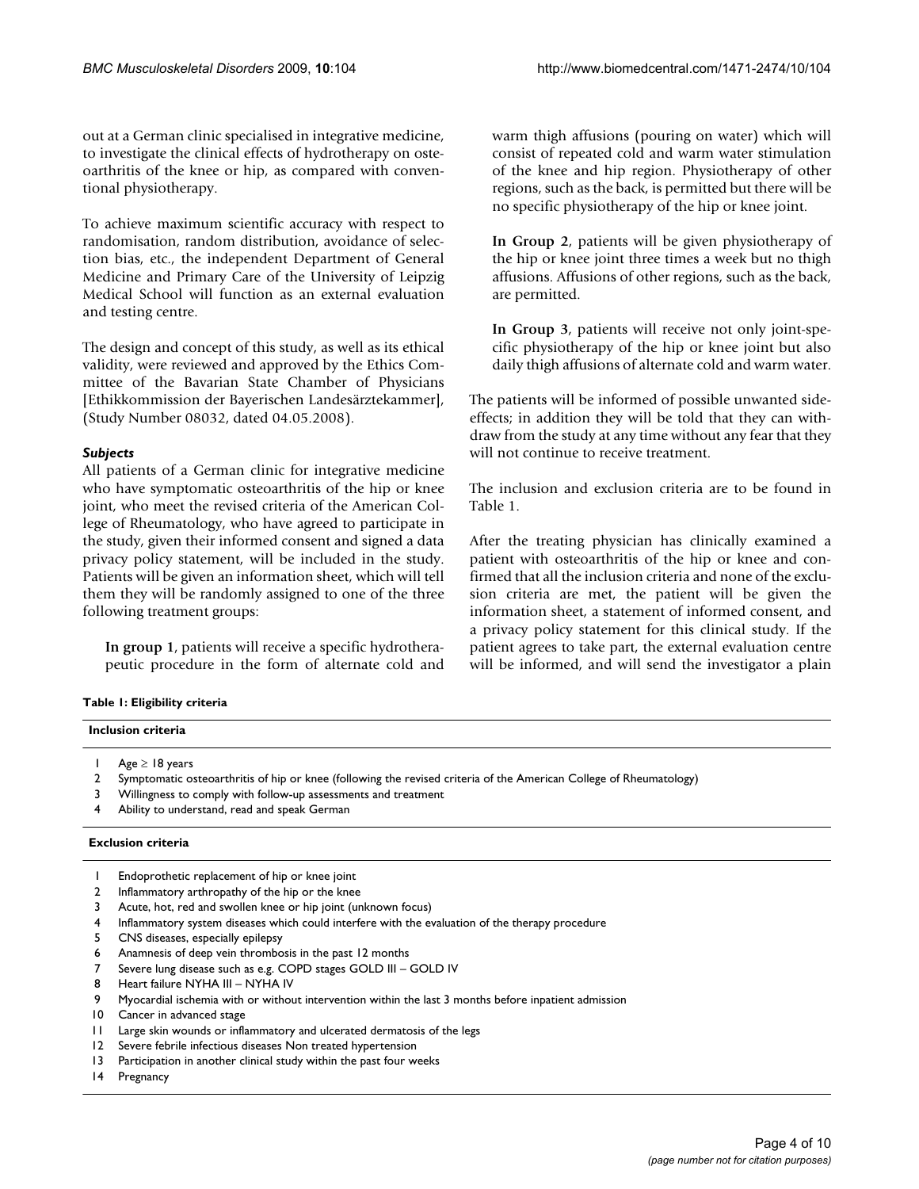out at a German clinic specialised in integrative medicine, to investigate the clinical effects of hydrotherapy on osteoarthritis of the knee or hip, as compared with conventional physiotherapy.

To achieve maximum scientific accuracy with respect to randomisation, random distribution, avoidance of selection bias, etc., the independent Department of General Medicine and Primary Care of the University of Leipzig Medical School will function as an external evaluation and testing centre.

The design and concept of this study, as well as its ethical validity, were reviewed and approved by the Ethics Committee of the Bavarian State Chamber of Physicians [Ethikkommission der Bayerischen Landesärztekammer], (Study Number 08032, dated 04.05.2008).

### *Subjects*

All patients of a German clinic for integrative medicine who have symptomatic osteoarthritis of the hip or knee joint, who meet the revised criteria of the American College of Rheumatology, who have agreed to participate in the study, given their informed consent and signed a data privacy policy statement, will be included in the study. Patients will be given an information sheet, which will tell them they will be randomly assigned to one of the three following treatment groups:

> **In group 1**, patients will receive a specific hydrotherapeutic procedure in the form of alternate cold and warm thigh affusions (pouring on water) which will consist of repeated cold and warm water stimulation of the knee and hip region. Physiotherapy of other regions, such as the back, is permitted but there will be no specific physiotherapy of the hip or knee joint.
>
> **In Group 2**, patients will be given physiotherapy of the hip or knee joint three times a week but no thigh affusions. Affusions of other regions, such as the back, are permitted.
>
> **In Group 3**, patients will receive not only joint-specific physiotherapy of the hip or knee joint but also daily thigh affusions of alternate cold and warm water.

The patients will be informed of possible unwanted side-effects; in addition they will be told that they can withdraw from the study at any time without any fear that they will not continue to receive treatment.

The inclusion and exclusion criteria are to be found in Table 1.

After the treating physician has clinically examined a patient with osteoarthritis of the hip or knee and confirmed that all the inclusion criteria and none of the exclusion criteria are met, the patient will be given the information sheet, a statement of informed consent, and a privacy policy statement for this clinical study. If the patient agrees to take part, the external evaluation centre will be informed, and will send the investigator a plain

**Table 1: Eligibility criteria**

| | Inclusion criteria |
|---|---|
| 1 | Age ≥ 18 years |
| 2 | Symptomatic osteoarthritis of hip or knee (following the revised criteria of the American College of Rheumatology) |
| 3 | Willingness to comply with follow-up assessments and treatment |
| 4 | Ability to understand, read and speak German |
| | **Exclusion criteria** |
| 1 | Endoprothetic replacement of hip or knee joint |
| 2 | Inflammatory arthropathy of the hip or the knee |
| 3 | Acute, hot, red and swollen knee or hip joint (unknown focus) |
| 4 | Inflammatory system diseases which could interfere with the evaluation of the therapy procedure |
| 5 | CNS diseases, especially epilepsy |
| 6 | Anamnesis of deep vein thrombosis in the past 12 months |
| 7 | Severe lung disease such as e.g. COPD stages GOLD III – GOLD IV |
| 8 | Heart failure NYHA III – NYHA IV |
| 9 | Myocardial ischemia with or without intervention within the last 3 months before inpatient admission |
| 10 | Cancer in advanced stage |
| 11 | Large skin wounds or inflammatory and ulcerated dermatosis of the legs |
| 12 | Severe febrile infectious diseases Non treated hypertension |
| 13 | Participation in another clinical study within the past four weeks |
| 14 | Pregnancy |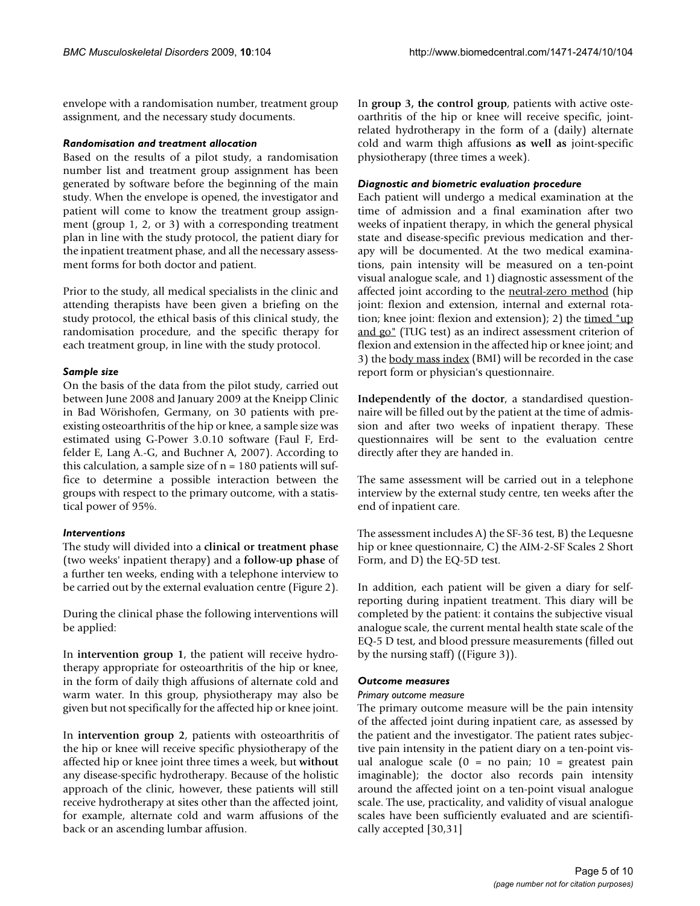envelope with a randomisation number, treatment group assignment, and the necessary study documents.

### *Randomisation and treatment allocation*

Based on the results of a pilot study, a randomisation number list and treatment group assignment has been generated by software before the beginning of the main study. When the envelope is opened, the investigator and patient will come to know the treatment group assignment (group 1, 2, or 3) with a corresponding treatment plan in line with the study protocol, the patient diary for the inpatient treatment phase, and all the necessary assessment forms for both doctor and patient.

Prior to the study, all medical specialists in the clinic and attending therapists have been given a briefing on the study protocol, the ethical basis of this clinical study, the randomisation procedure, and the specific therapy for each treatment group, in line with the study protocol.

### *Sample size*

On the basis of the data from the pilot study, carried out between June 2008 and January 2009 at the Kneipp Clinic in Bad Wörishofen, Germany, on 30 patients with pre-existing osteoarthritis of the hip or knee, a sample size was estimated using G-Power 3.0.10 software (Faul F, Erdfelder E, Lang A.-G, and Buchner A, 2007). According to this calculation, a sample size of n = 180 patients will suffice to determine a possible interaction between the groups with respect to the primary outcome, with a statistical power of 95%.

### *Interventions*

The study will divided into a **clinical or treatment phase** (two weeks' inpatient therapy) and a **follow-up phase** of a further ten weeks, ending with a telephone interview to be carried out by the external evaluation centre (Figure 2).

During the clinical phase the following interventions will be applied:

In **intervention group 1**, the patient will receive hydrotherapy appropriate for osteoarthritis of the hip or knee, in the form of daily thigh affusions of alternate cold and warm water. In this group, physiotherapy may also be given but not specifically for the affected hip or knee joint.

In **intervention group 2**, patients with osteoarthritis of the hip or knee will receive specific physiotherapy of the affected hip or knee joint three times a week, but **without** any disease-specific hydrotherapy. Because of the holistic approach of the clinic, however, these patients will still receive hydrotherapy at sites other than the affected joint, for example, alternate cold and warm affusions of the back or an ascending lumbar affusion.

In **group 3, the control group**, patients with active osteoarthritis of the hip or knee will receive specific, joint-related hydrotherapy in the form of a (daily) alternate cold and warm thigh affusions **as well as** joint-specific physiotherapy (three times a week).

### *Diagnostic and biometric evaluation procedure*

Each patient will undergo a medical examination at the time of admission and a final examination after two weeks of inpatient therapy, in which the general physical state and disease-specific previous medication and therapy will be documented. At the two medical examinations, pain intensity will be measured on a ten-point visual analogue scale, and 1) diagnostic assessment of the affected joint according to the neutral-zero method (hip joint: flexion and extension, internal and external rotation; knee joint: flexion and extension); 2) the timed "up and go" (TUG test) as an indirect assessment criterion of flexion and extension in the affected hip or knee joint; and 3) the body mass index (BMI) will be recorded in the case report form or physician's questionnaire.

**Independently of the doctor**, a standardised questionnaire will be filled out by the patient at the time of admission and after two weeks of inpatient therapy. These questionnaires will be sent to the evaluation centre directly after they are handed in.

The same assessment will be carried out in a telephone interview by the external study centre, ten weeks after the end of inpatient care.

The assessment includes A) the SF-36 test, B) the Lequesne hip or knee questionnaire, C) the AIM-2-SF Scales 2 Short Form, and D) the EQ-5D test.

In addition, each patient will be given a diary for self-reporting during inpatient treatment. This diary will be completed by the patient: it contains the subjective visual analogue scale, the current mental health state scale of the EQ-5 D test, and blood pressure measurements (filled out by the nursing staff) ((Figure 3)).

### *Outcome measures*

#### *Primary outcome measure*

The primary outcome measure will be the pain intensity of the affected joint during inpatient care, as assessed by the patient and the investigator. The patient rates subjective pain intensity in the patient diary on a ten-point visual analogue scale (0 = no pain; 10 = greatest pain imaginable); the doctor also records pain intensity around the affected joint on a ten-point visual analogue scale. The use, practicality, and validity of visual analogue scales have been sufficiently evaluated and are scientifically accepted [30,31]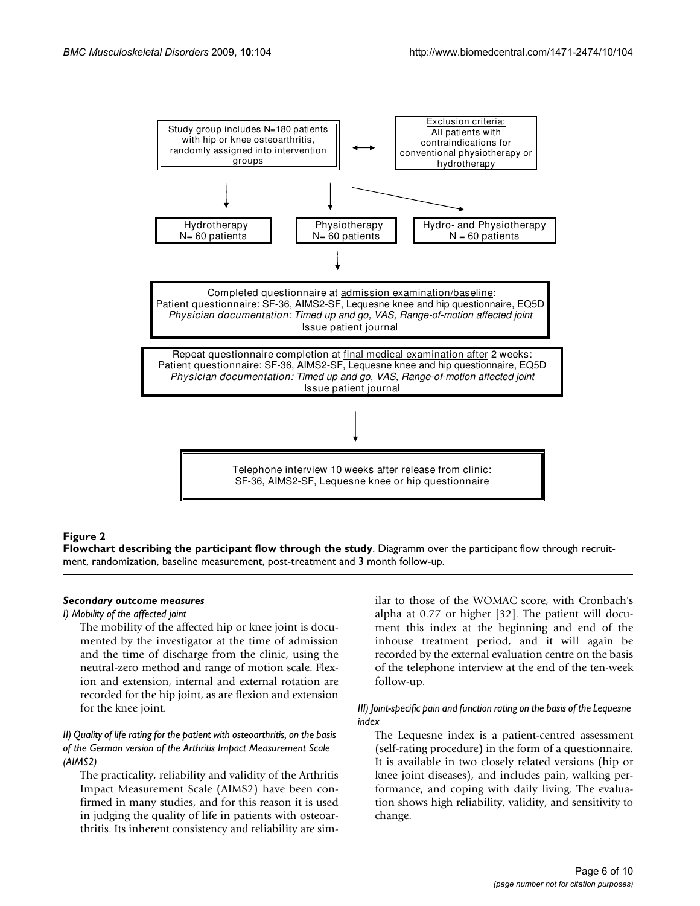Study group includes N=180 patients with hip or knee osteoarthritis, randomly assigned into intervention groups

Exclusion criteria: All patients with contraindications for conventional physiotherapy or hydrotherapy

Hydrotherapy N= 60 patients

Physiotherapy N= 60 patients

Hydro- and Physiotherapy N = 60 patients

Completed questionnaire at admission examination/baseline:
Patient questionnaire: SF-36, AIMS2-SF, Lequesne knee and hip questionnaire, EQ5D
*Physician documentation: Timed up and go, VAS, Range-of-motion affected joint*
Issue patient journal

Repeat questionnaire completion at final medical examination after 2 weeks:
Patient questionnaire: SF-36, AIMS2-SF, Lequesne knee and hip questionnaire, EQ5D
*Physician documentation: Timed up and go, VAS, Range-of-motion affected joint*
Issue patient journal

Telephone interview 10 weeks after release from clinic:
SF-36, AIMS2-SF, Lequesne knee or hip questionnaire

**Figure 2**
**Flowchart describing the participant flow through the study**. Diagramm over the participant flow through recruitment, randomization, baseline measurement, post-treatment and 3 month follow-up.

### *Secondary outcome measures*

*I) Mobility of the affected joint*

The mobility of the affected hip or knee joint is documented by the investigator at the time of admission and the time of discharge from the clinic, using the neutral-zero method and range of motion scale. Flexion and extension, internal and external rotation are recorded for the hip joint, as are flexion and extension for the knee joint.

*II) Quality of life rating for the patient with osteoarthritis, on the basis of the German version of the Arthritis Impact Measurement Scale (AIMS2)*

The practicality, reliability and validity of the Arthritis Impact Measurement Scale (AIMS2) have been confirmed in many studies, and for this reason it is used in judging the quality of life in patients with osteoarthritis. Its inherent consistency and reliability are similar to those of the WOMAC score, with Cronbach's alpha at 0.77 or higher [32]. The patient will document this index at the beginning and end of the inhouse treatment period, and it will again be recorded by the external evaluation centre on the basis of the telephone interview at the end of the ten-week follow-up.

*III) Joint-specific pain and function rating on the basis of the Lequesne index*

The Lequesne index is a patient-centred assessment (self-rating procedure) in the form of a questionnaire. It is available in two closely related versions (hip or knee joint diseases), and includes pain, walking performance, and coping with daily living. The evaluation shows high reliability, validity, and sensitivity to change.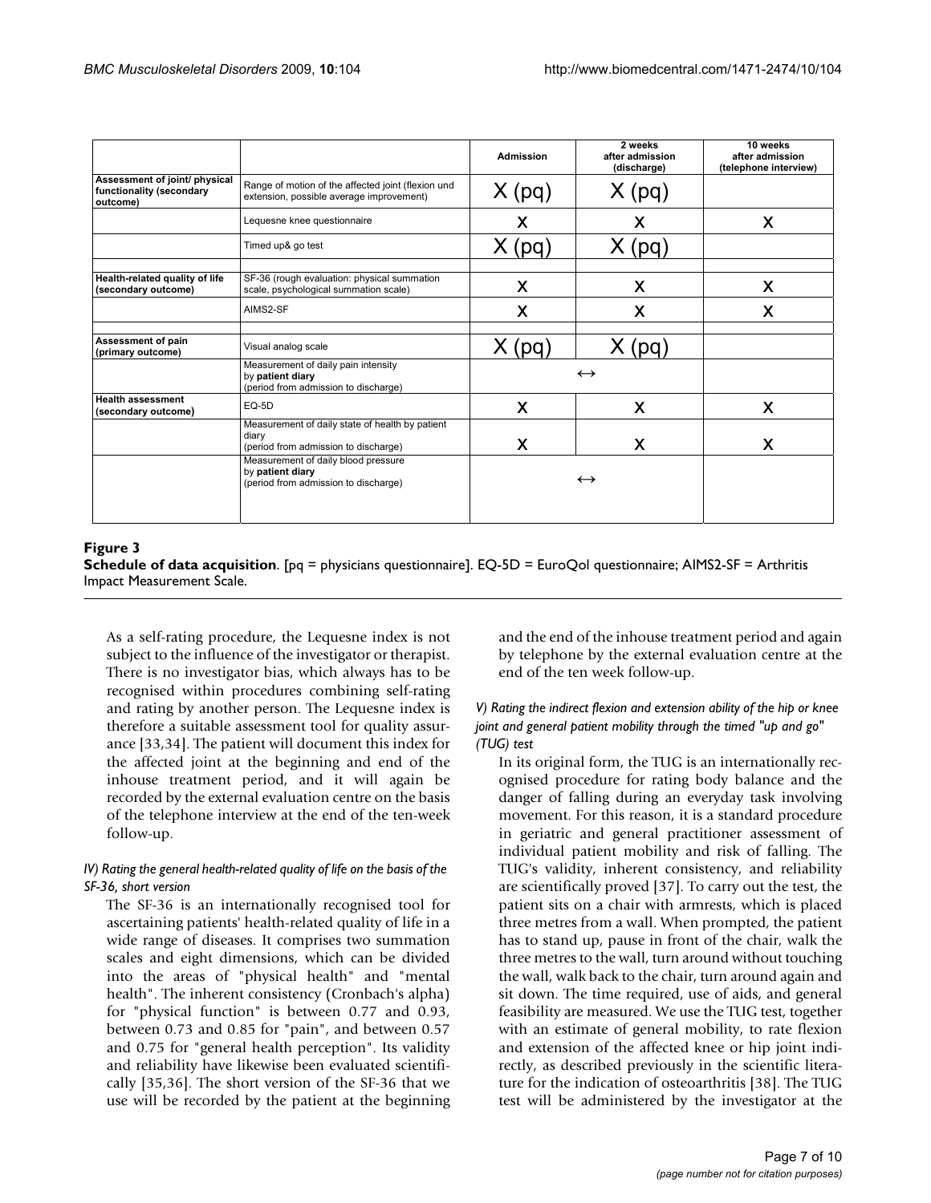|  |  | Admission | 2 weeks after admission (discharge) | 10 weeks after admission (telephone interview) |
|---|---|---|---|---|
| Assessment of joint/ physical functionality (secondary outcome) | Range of motion of the affected joint (flexion und extension, possible average improvement) | X (pq) | X (pq) |  |
|  | Lequesne knee questionnaire | X | X | X |
|  | Timed up& go test | X (pq) | X (pq) |  |
|  |  |  |  |  |
| Health-related quality of life (secondary outcome) | SF-36 (rough evaluation: physical summation scale, psychological summation scale) | X | X | X |
|  | AIMS2-SF | X | X | X |
|  |  |  |  |  |
| Assessment of pain (primary outcome) | Visual analog scale | X (pq) | X (pq) |  |
|  | Measurement of daily pain intensity by **patient diary** (period from admission to discharge) | ↔ |  |  |
| Health assessment (secondary outcome) | EQ-5D | X | X | X |
|  | Measurement of daily state of health by patient diary (period from admission to discharge) | X | X | X |
|  | Measurement of daily blood pressure by **patient diary** (period from admission to discharge) | ↔ |  |  |

**Figure 3**
**Schedule of data acquisition**. [pq = physicians questionnaire]. EQ-5D = EuroQol questionnaire; AIMS2-SF = Arthritis Impact Measurement Scale.

As a self-rating procedure, the Lequesne index is not subject to the influence of the investigator or therapist. There is no investigator bias, which always has to be recognised within procedures combining self-rating and rating by another person. The Lequesne index is therefore a suitable assessment tool for quality assurance [33,34]. The patient will document this index for the affected joint at the beginning and end of the inhouse treatment period, and it will again be recorded by the external evaluation centre on the basis of the telephone interview at the end of the ten-week follow-up.

*IV) Rating the general health-related quality of life on the basis of the SF-36, short version*

The SF-36 is an internationally recognised tool for ascertaining patients' health-related quality of life in a wide range of diseases. It comprises two summation scales and eight dimensions, which can be divided into the areas of "physical health" and "mental health". The inherent consistency (Cronbach's alpha) for "physical function" is between 0.77 and 0.93, between 0.73 and 0.85 for "pain", and between 0.57 and 0.75 for "general health perception". Its validity and reliability have likewise been evaluated scientifically [35,36]. The short version of the SF-36 that we use will be recorded by the patient at the beginning and the end of the inhouse treatment period and again by telephone by the external evaluation centre at the end of the ten week follow-up.

*V) Rating the indirect flexion and extension ability of the hip or knee joint and general patient mobility through the timed "up and go" (TUG) test*

In its original form, the TUG is an internationally recognised procedure for rating body balance and the danger of falling during an everyday task involving movement. For this reason, it is a standard procedure in geriatric and general practitioner assessment of individual patient mobility and risk of falling. The TUG's validity, inherent consistency, and reliability are scientifically proved [37]. To carry out the test, the patient sits on a chair with armrests, which is placed three metres from a wall. When prompted, the patient has to stand up, pause in front of the chair, walk the three metres to the wall, turn around without touching the wall, walk back to the chair, turn around again and sit down. The time required, use of aids, and general feasibility are measured. We use the TUG test, together with an estimate of general mobility, to rate flexion and extension of the affected knee or hip joint indirectly, as described previously in the scientific literature for the indication of osteoarthritis [38]. The TUG test will be administered by the investigator at the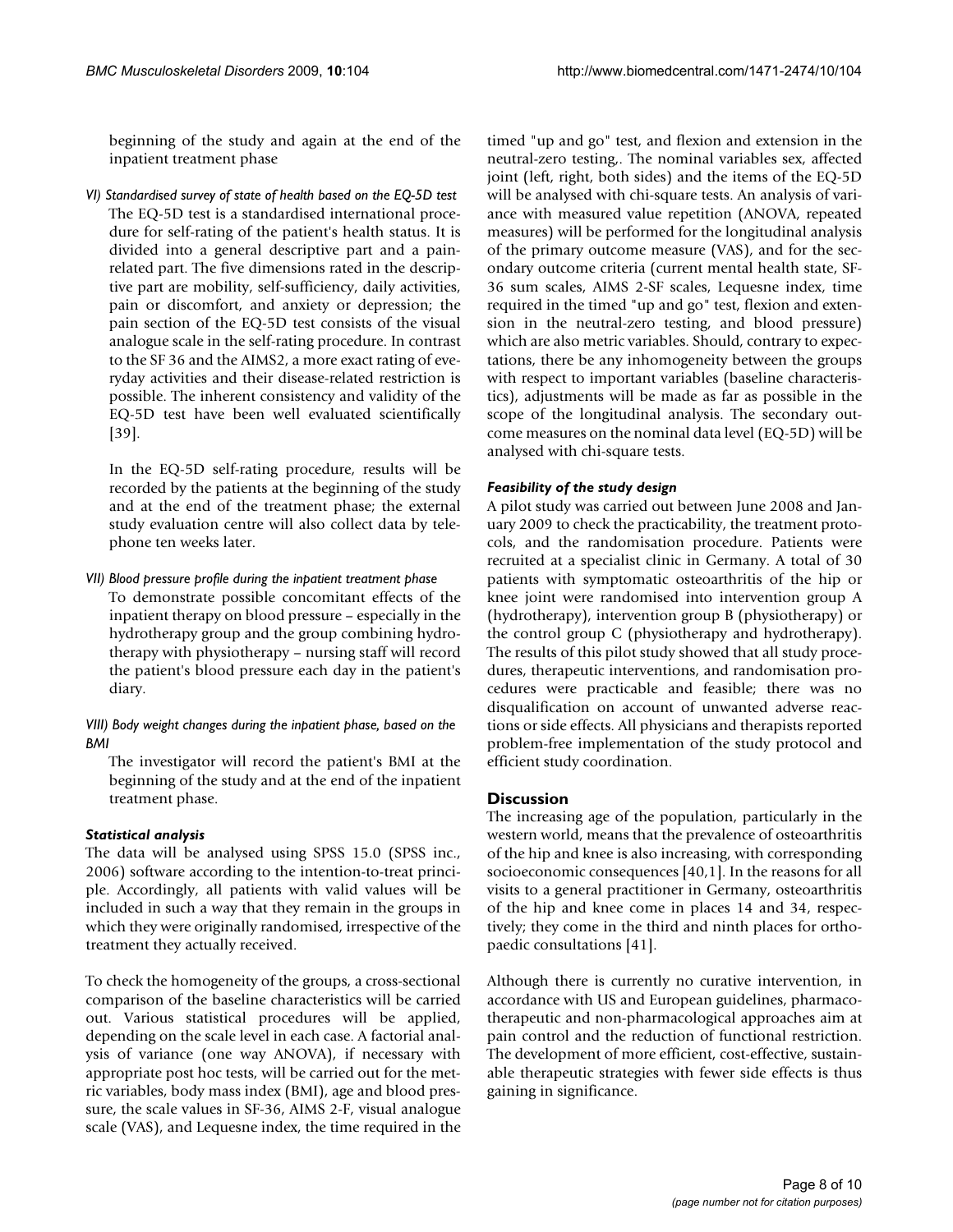beginning of the study and again at the end of the inpatient treatment phase

*VI) Standardised survey of state of health based on the EQ-5D test*

The EQ-5D test is a standardised international procedure for self-rating of the patient's health status. It is divided into a general descriptive part and a pain-related part. The five dimensions rated in the descriptive part are mobility, self-sufficiency, daily activities, pain or discomfort, and anxiety or depression; the pain section of the EQ-5D test consists of the visual analogue scale in the self-rating procedure. In contrast to the SF 36 and the AIMS2, a more exact rating of everyday activities and their disease-related restriction is possible. The inherent consistency and validity of the EQ-5D test have been well evaluated scientifically [39].

In the EQ-5D self-rating procedure, results will be recorded by the patients at the beginning of the study and at the end of the treatment phase; the external study evaluation centre will also collect data by telephone ten weeks later.

*VII) Blood pressure profile during the inpatient treatment phase*

To demonstrate possible concomitant effects of the inpatient therapy on blood pressure – especially in the hydrotherapy group and the group combining hydrotherapy with physiotherapy – nursing staff will record the patient's blood pressure each day in the patient's diary.

*VIII) Body weight changes during the inpatient phase, based on the BMI*

The investigator will record the patient's BMI at the beginning of the study and at the end of the inpatient treatment phase.

### *Statistical analysis*

The data will be analysed using SPSS 15.0 (SPSS inc., 2006) software according to the intention-to-treat principle. Accordingly, all patients with valid values will be included in such a way that they remain in the groups in which they were originally randomised, irrespective of the treatment they actually received.

To check the homogeneity of the groups, a cross-sectional comparison of the baseline characteristics will be carried out. Various statistical procedures will be applied, depending on the scale level in each case. A factorial analysis of variance (one way ANOVA), if necessary with appropriate post hoc tests, will be carried out for the metric variables, body mass index (BMI), age and blood pressure, the scale values in SF-36, AIMS 2-F, visual analogue scale (VAS), and Lequesne index, the time required in the timed "up and go" test, and flexion and extension in the neutral-zero testing,. The nominal variables sex, affected joint (left, right, both sides) and the items of the EQ-5D will be analysed with chi-square tests. An analysis of variance with measured value repetition (ANOVA, repeated measures) will be performed for the longitudinal analysis of the primary outcome measure (VAS), and for the secondary outcome criteria (current mental health state, SF-36 sum scales, AIMS 2-SF scales, Lequesne index, time required in the timed "up and go" test, flexion and extension in the neutral-zero testing, and blood pressure) which are also metric variables. Should, contrary to expectations, there be any inhomogeneity between the groups with respect to important variables (baseline characteristics), adjustments will be made as far as possible in the scope of the longitudinal analysis. The secondary outcome measures on the nominal data level (EQ-5D) will be analysed with chi-square tests.

### *Feasibility of the study design*

A pilot study was carried out between June 2008 and January 2009 to check the practicability, the treatment protocols, and the randomisation procedure. Patients were recruited at a specialist clinic in Germany. A total of 30 patients with symptomatic osteoarthritis of the hip or knee joint were randomised into intervention group A (hydrotherapy), intervention group B (physiotherapy) or the control group C (physiotherapy and hydrotherapy). The results of this pilot study showed that all study procedures, therapeutic interventions, and randomisation procedures were practicable and feasible; there was no disqualification on account of unwanted adverse reactions or side effects. All physicians and therapists reported problem-free implementation of the study protocol and efficient study coordination.

## Discussion

The increasing age of the population, particularly in the western world, means that the prevalence of osteoarthritis of the hip and knee is also increasing, with corresponding socioeconomic consequences [40,1]. In the reasons for all visits to a general practitioner in Germany, osteoarthritis of the hip and knee come in places 14 and 34, respectively; they come in the third and ninth places for orthopaedic consultations [41].

Although there is currently no curative intervention, in accordance with US and European guidelines, pharmacotherapeutic and non-pharmacological approaches aim at pain control and the reduction of functional restriction. The development of more efficient, cost-effective, sustainable therapeutic strategies with fewer side effects is thus gaining in significance.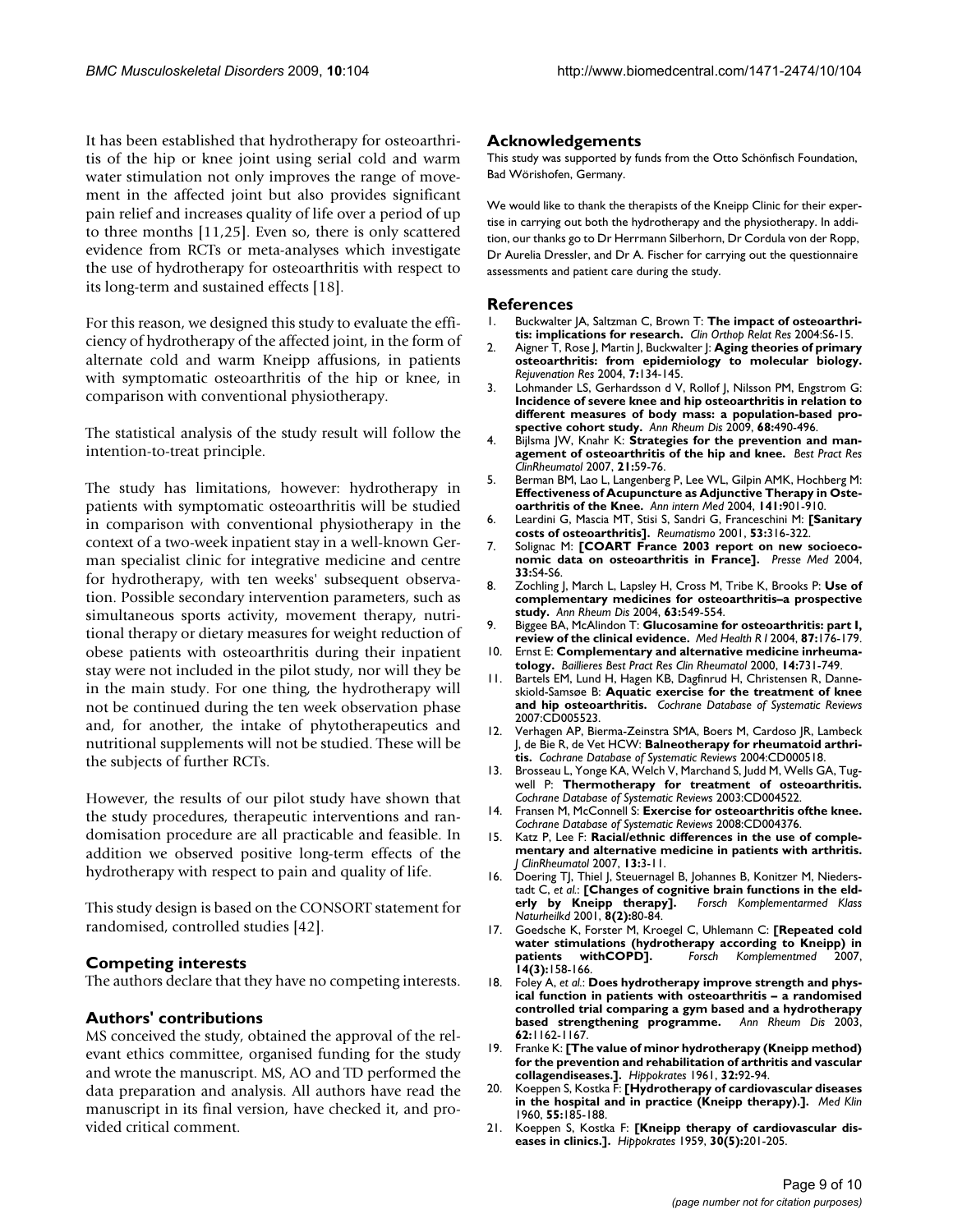It has been established that hydrotherapy for osteoarthritis of the hip or knee joint using serial cold and warm water stimulation not only improves the range of movement in the affected joint but also provides significant pain relief and increases quality of life over a period of up to three months [11,25]. Even so, there is only scattered evidence from RCTs or meta-analyses which investigate the use of hydrotherapy for osteoarthritis with respect to its long-term and sustained effects [18].

For this reason, we designed this study to evaluate the efficiency of hydrotherapy of the affected joint, in the form of alternate cold and warm Kneipp affusions, in patients with symptomatic osteoarthritis of the hip or knee, in comparison with conventional physiotherapy.

The statistical analysis of the study result will follow the intention-to-treat principle.

The study has limitations, however: hydrotherapy in patients with symptomatic osteoarthritis will be studied in comparison with conventional physiotherapy in the context of a two-week inpatient stay in a well-known German specialist clinic for integrative medicine and centre for hydrotherapy, with ten weeks' subsequent observation. Possible secondary intervention parameters, such as simultaneous sports activity, movement therapy, nutritional therapy or dietary measures for weight reduction of obese patients with osteoarthritis during their inpatient stay were not included in the pilot study, nor will they be in the main study. For one thing, the hydrotherapy will not be continued during the ten week observation phase and, for another, the intake of phytotherapeutics and nutritional supplements will not be studied. These will be the subjects of further RCTs.

However, the results of our pilot study have shown that the study procedures, therapeutic interventions and randomisation procedure are all practicable and feasible. In addition we observed positive long-term effects of the hydrotherapy with respect to pain and quality of life.

This study design is based on the CONSORT statement for randomised, controlled studies [42].

## Competing interests

The authors declare that they have no competing interests.

## Authors' contributions

MS conceived the study, obtained the approval of the relevant ethics committee, organised funding for the study and wrote the manuscript. MS, AO and TD performed the data preparation and analysis. All authors have read the manuscript in its final version, have checked it, and provided critical comment.

## Acknowledgements

This study was supported by funds from the Otto Schönfisch Foundation, Bad Wörishofen, Germany.

We would like to thank the therapists of the Kneipp Clinic for their expertise in carrying out both the hydrotherapy and the physiotherapy. In addition, our thanks go to Dr Herrmann Silberhorn, Dr Cordula von der Ropp, Dr Aurelia Dressler, and Dr A. Fischer for carrying out the questionnaire assessments and patient care during the study.

## References

1. Buckwalter JA, Saltzman C, Brown T: **The impact of osteoarthritis: implications for research.** *Clin Orthop Relat Res* 2004:S6-15.
2. Aigner T, Rose J, Martin J, Buckwalter J: **Aging theories of primary osteoarthritis: from epidemiology to molecular biology.** *Rejuvenation Res* 2004, **7**:134-145.
3. Lohmander LS, Gerhardsson d V, Rollof J, Nilsson PM, Engstrom G: **Incidence of severe knee and hip osteoarthritis in relation to different measures of body mass: a population-based prospective cohort study.** *Ann Rheum Dis* 2009, **68**:490-496.
4. Bijlsma JW, Knahr K: **Strategies for the prevention and management of osteoarthritis of the hip and knee.** *Best Pract Res ClinRheumatol* 2007, **21**:59-76.
5. Berman BM, Lao L, Langenberg P, Lee WL, Gilpin AMK, Hochberg M: **Effectiveness of Acupuncture as Adjunctive Therapy in Osteoarthritis of the Knee.** *Ann intern Med* 2004, **141**:901-910.
6. Leardini G, Mascia MT, Stisi S, Sandri G, Franceschini M: **[Sanitary costs of osteoarthritis].** *Reumatismo* 2001, **53**:316-322.
7. Solignac M: **[COART France 2003 report on new socioeconomic data on osteoarthritis in France].** *Presse Med* 2004, **33**:S4-S6.
8. Zochling J, March L, Lapsley H, Cross M, Tribe K, Brooks P: **Use of complementary medicines for osteoarthritis–a prospective study.** *Ann Rheum Dis* 2004, **63**:549-554.
9. Biggee BA, McAlindon T: **Glucosamine for osteoarthritis: part I, review of the clinical evidence.** *Med Health R I* 2004, **87**:176-179.
10. Ernst E: **Complementary and alternative medicine inrheumatology.** *Baillieres Best Pract Res Clin Rheumatol* 2000, **14**:731-749.
11. Bartels EM, Lund H, Hagen KB, Dagfinrud H, Christensen R, Danneskiold-Samsøe B: **Aquatic exercise for the treatment of knee and hip osteoarthritis.** *Cochrane Database of Systematic Reviews* 2007:CD005523.
12. Verhagen AP, Bierma-Zeinstra SMA, Boers M, Cardoso JR, Lambeck J, de Bie R, de Vet HCW: **Balneotherapy for rheumatoid arthritis.** *Cochrane Database of Systematic Reviews* 2004:CD000518.
13. Brosseau L, Yonge KA, Welch V, Marchand S, Judd M, Wells GA, Tugwell P: **Thermotherapy for treatment of osteoarthritis.** *Cochrane Database of Systematic Reviews* 2003:CD004522.
14. Fransen M, McConnell S: **Exercise for osteoarthritis ofthe knee.** *Cochrane Database of Systematic Reviews* 2008:CD004376.
15. Katz P, Lee F: **Racial/ethnic differences in the use of complementary and alternative medicine in patients with arthritis.** *J ClinRheumatol* 2007, **13**:3-11.
16. Doering TJ, Thiel J, Steuernagel B, Johannes B, Konitzer M, Niederstadt C, *et al.*: **[Changes of cognitive brain functions in the elderly by Kneipp therapy].** *Forsch Komplementarmed Klass Naturheilkd* 2001, **8(2)**:80-84.
17. Goedsche K, Forster M, Kroegel C, Uhlemann C: **[Repeated cold water stimulations (hydrotherapy according to Kneipp) in patients withCOPD].** *Forsch Komplementmed* 2007, **14(3)**:158-166.
18. Foley A, *et al.*: **Does hydrotherapy improve strength and physical function in patients with osteoarthritis – a randomised controlled trial comparing a gym based and a hydrotherapy based strengthening programme.** *Ann Rheum Dis* 2003, **62**:1162-1167.
19. Franke K: **[The value of minor hydrotherapy (Kneipp method) for the prevention and rehabilitation of arthritis and vascular collagendiseases.].** *Hippokrates* 1961, **32**:92-94.
20. Koeppen S, Kostka F: **[Hydrotherapy of cardiovascular diseases in the hospital and in practice (Kneipp therapy).].** *Med Klin* 1960, **55**:185-188.
21. Koeppen S, Kostka F: **[Kneipp therapy of cardiovascular diseases in clinics.].** *Hippokrates* 1959, **30(5)**:201-205.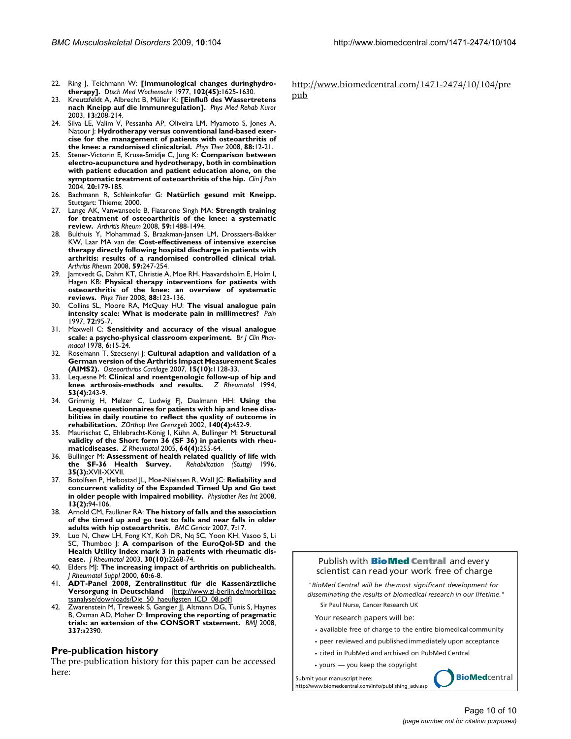22. Ring J, Teichmann W: **[Immunological changes duringhydro-therapy].** *Dtsch Med Wochenschr* 1977, **102(45):**1625-1630.
23. Kreutzfeldt A, Albrecht B, Müller K: **[Einfluß des Wassertretens nach Kneipp auf die Immunregulation].** *Phys Med Rehab Kuror* 2003, **13:**208-214.
24. Silva LE, Valim V, Pessanha AP, Oliveira LM, Myamoto S, Jones A, Natour J: **Hydrotherapy versus conventional land-based exercise for the management of patients with osteoarthritis of the knee: a randomised clinicaltrial.** *Phys Ther* 2008, **88:**12-21.
25. Stener-Victorin E, Kruse-Smidje C, Jung K: **Comparison between electro-acupuncture and hydrotherapy, both in combination with patient education and patient education alone, on the symptomatic treatment of osteoarthritis of the hip.** *Clin J Pain* 2004, **20:**179-185.
26. Bachmann R, Schleinkofer G: **Natürlich gesund mit Kneipp.** Stuttgart: Thieme; 2000.
27. Lange AK, Vanwanseele B, Fiatarone Singh MA: **Strength training for treatment of osteoarthritis of the knee: a systematic review.** *Arthritis Rheum* 2008, **59:**1488-1494.
28. Bulthuis Y, Mohammad S, Braakman-Jansen LM, Drossaers-Bakker KW, Laar MA van de: **Cost-effectiveness of intensive exercise therapy directly following hospital discharge in patients with arthritis: results of a randomised controlled clinical trial.** *Arthritis Rheum* 2008, **59:**247-254.
29. Jamtvedt G, Dahm KT, Christie A, Moe RH, Haavardsholm E, Holm I, Hagen KB: **Physical therapy interventions for patients with osteoarthritis of the knee: an overview of systematic reviews.** *Phys Ther* 2008, **88:**123-136.
30. Collins SL, Moore RA, McQuay HU: **The visual analogue pain intensity scale: What is moderate pain in millimetres?** *Pain* 1997, **72:**95-7.
31. Maxwell C: **Sensitivity and accuracy of the visual analogue scale: a psycho-physical classroom experiment.** *Br J Clin Pharmacol* 1978, **6:**15-24.
32. Rosemann T, Szecsenyi J: **Cultural adaption and validation of a German version of the Arthritis Impact Measurement Scales (AIMS2).** *Osteoarthritis Cartilage* 2007, **15(10):**1128-33.
33. Lequesne M: **Clinical and roentgenologic follow-up of hip and knee arthrosis-methods and results.** *Z Rheumatol* 1994, **53(4):**243-9.
34. Grimmig H, Melzer C, Ludwig FJ, Daalmann HH: **Using the Lequesne questionnaires for patients with hip and knee disabilities in daily routine to reflect the quality of outcome in rehabilitation.** *ZOrthop Ihre Grenzgeb* 2002, **140(4):**452-9.
35. Maurischat C, Ehlebracht-König I, Kühn A, Bullinger M: **Structural validity of the Short form 36 (SF 36) in patients with rheumaticdiseases.** *Z Rheumatol* 2005, **64(4):**255-64.
36. Bullinger M: **Assessment of health related qualitiy of life with the SF-36 Health Survey.** *Rehabilitation (Stuttg)* 1996, **35(3):**XVII-XXVII.
37. Botolfsen P, Helbostad JL, Moe-Nielssen R, Wall JC: **Reliability and concurrent validity of the Expanded Timed Up and Go test in older people with impaired mobility.** *Physiother Res Int* 2008, **13(2):**94-106.
38. Arnold CM, Faulkner RA: **The history of falls and the association of the timed up and go test to falls and near falls in older adults with hip osteoarthritis.** *BMC Geriatr* 2007, **7:**17.
39. Luo N, Chew LH, Fong KY, Koh DR, Nq SC, Yoon KH, Vasoo S, Li SC, Thumboo J: **A comparison of the EuroQol-5D and the Health Utility Index mark 3 in patients with rheumatic disease.** *J Rheumatol* 2003, **30(10):**2268-74.
40. Elders MJ: **The increasing impact of arthritis on publichealth.** *J Rheumatol Suppl* 2000, **60:**6-8.
41. **ADT-Panel 2008, Zentralinstitut für die Kassenärztliche Versorgung in Deutschland** [http://www.zi-berlin.de/morbilitaetsanalyse/downloads/Die_50_haeufigsten_ICD_08.pdf]
42. Zwarenstein M, Treweek S, Gangier JJ, Altmann DG, Tunis S, Haynes B, Oxman AD, Moher D: **Improving the reporting of pragmatic trials: an extension of the CONSORT statement.** *BMJ* 2008, **337:**a2390.

## Pre-publication history

The pre-publication history for this paper can be accessed here:

http://www.biomedcentral.com/1471-2474/10/104/prepub

Publish with **BioMed Central** and every scientist can read your work free of charge

*"BioMed Central will be the most significant development for disseminating the results of biomedical research in our lifetime."*

Sir Paul Nurse, Cancer Research UK

Your research papers will be:

- available free of charge to the entire biomedical community
- peer reviewed and published immediately upon acceptance
- cited in PubMed and archived on PubMed Central
- yours — you keep the copyright

Submit your manuscript here:
http://www.biomedcentral.com/info/publishing_adv.asp

BioMedcentral